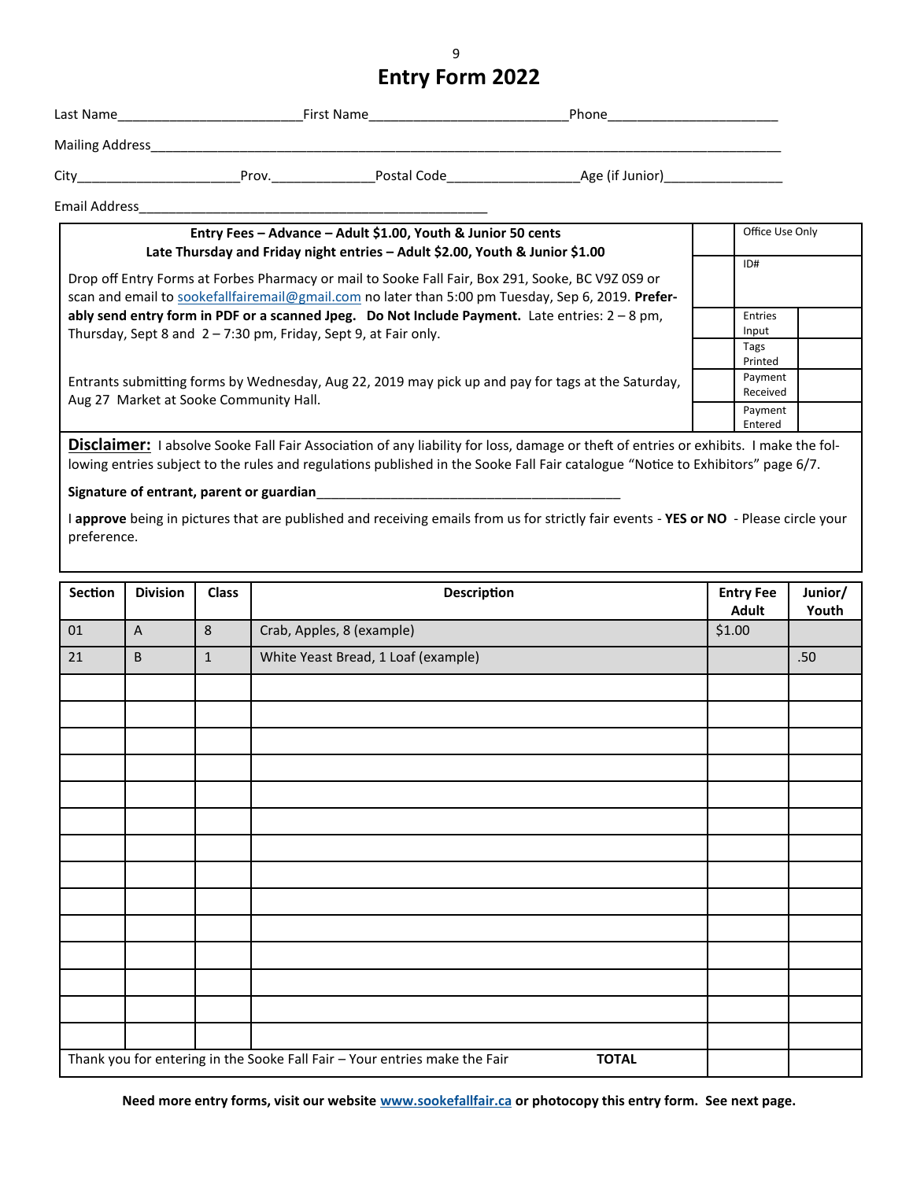# Entry Form 2022

Last Name________________________First Name__________________________Phone______________________

Mailing Address__________________________________________________________________________________

City_____________________Prov._____________Postal Code________________Age (if Junior)________________

Email Address________________________________________________

| **Entry Fees – Advance – Adult $1.00, Youth & Junior 50 cents**<br>**Late Thursday and Friday night entries – Adult $2.00, Youth & Junior $1.00** | | Office Use Only | |
|---|---|---|---|
| Drop off Entry Forms at Forbes Pharmacy or mail to Sooke Fall Fair, Box 291, Sooke, BC V9Z 0S9 or scan and email to sookefallfairemail@gmail.com no later than 5:00 pm Tuesday, Sep 6, 2019. **Preferably send entry form in PDF or a scanned Jpeg. Do Not Include Payment.** Late entries: 2 – 8 pm, Thursday, Sept 8 and 2 – 7:30 pm, Friday, Sept 9, at Fair only. | | ID# | |
| | | Entries Input | |
| | | Tags Printed | |
| Entrants submitting forms by Wednesday, Aug 22, 2019 may pick up and pay for tags at the Saturday, Aug 27 Market at Sooke Community Hall. | | Payment Received | |
| | | Payment Entered | |

**Disclaimer:** I absolve Sooke Fall Fair Association of any liability for loss, damage or theft of entries or exhibits. I make the following entries subject to the rules and regulations published in the Sooke Fall Fair catalogue "Notice to Exhibitors" page 6/7.

**Signature of entrant, parent or guardian**__________________________________________

I **approve** being in pictures that are published and receiving emails from us for strictly fair events - **YES or NO** - Please circle your preference.

| Section | Division | Class | Description | Entry Fee Adult | Junior/ Youth |
|---|---|---|---|---|---|
| 01 | A | 8 | Crab, Apples, 8 (example) | $1.00 | |
| 21 | B | 1 | White Yeast Bread, 1 Loaf (example) | | .50 |
| | | | | | |
| | | | | | |
| | | | | | |
| | | | | | |
| | | | | | |
| | | | | | |
| | | | | | |
| | | | | | |
| | | | | | |
| | | | | | |
| | | | | | |
| | | | | | |
| | | | | | |
| | | | | | |
| Thank you for entering in the Sooke Fall Fair – Your entries make the Fair | | | **TOTAL** | | |

**Need more entry forms, visit our website www.sookefallfair.ca or photocopy this entry form. See next page.**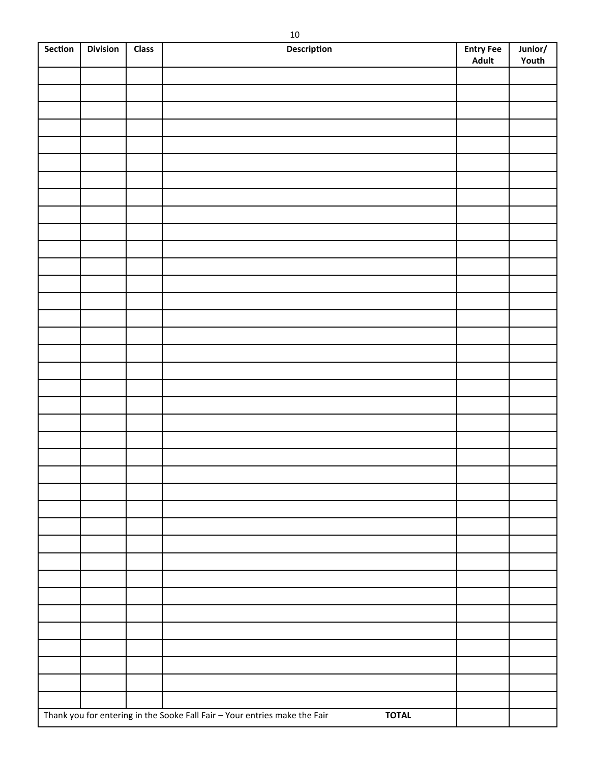| Section | Division | Class | Description | Entry Fee Adult | Junior/ Youth |
|---|---|---|---|---|---|
| | | | | | |
| | | | | | |
| | | | | | |
| | | | | | |
| | | | | | |
| | | | | | |
| | | | | | |
| | | | | | |
| | | | | | |
| | | | | | |
| | | | | | |
| | | | | | |
| | | | | | |
| | | | | | |
| | | | | | |
| | | | | | |
| | | | | | |
| | | | | | |
| | | | | | |
| | | | | | |
| | | | | | |
| | | | | | |
| | | | | | |
| | | | | | |
| | | | | | |
| | | | | | |
| | | | | | |
| | | | | | |
| | | | | | |
| | | | | | |
| | | | | | |
| | | | | | |
| | | | | | |
| | | | | | |
| | | | | | |
| | | | | | |
| | | | | | |
| | | | | | |
| Thank you for entering in the Sooke Fall Fair – Your entries make the Fair | | | **TOTAL** | | |